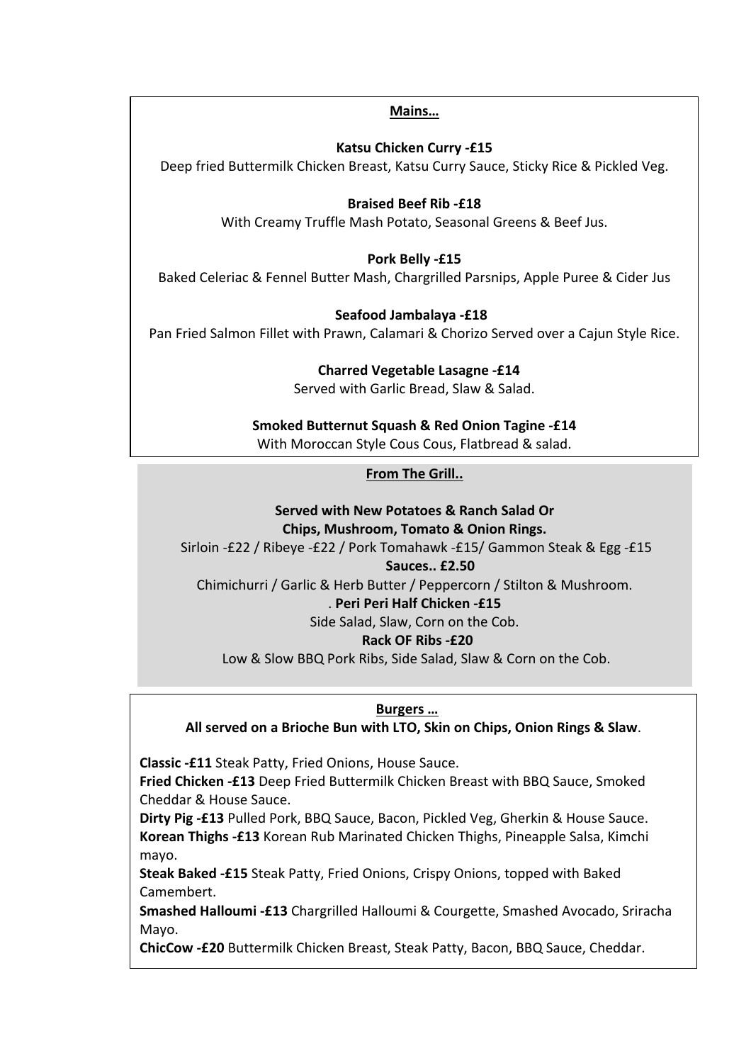## Mains…

**Katsu Chicken Curry -£15**
Deep fried Buttermilk Chicken Breast, Katsu Curry Sauce, Sticky Rice & Pickled Veg.

**Braised Beef Rib -£18**
With Creamy Truffle Mash Potato, Seasonal Greens & Beef Jus.

**Pork Belly -£15**
Baked Celeriac & Fennel Butter Mash, Chargrilled Parsnips, Apple Puree & Cider Jus

**Seafood Jambalaya -£18**
Pan Fried Salmon Fillet with Prawn, Calamari & Chorizo Served over a Cajun Style Rice.

**Charred Vegetable Lasagne -£14**
Served with Garlic Bread, Slaw & Salad.

**Smoked Butternut Squash & Red Onion Tagine -£14**
With Moroccan Style Cous Cous, Flatbread & salad.

## From The Grill..

**Served with New Potatoes & Ranch Salad Or**
**Chips, Mushroom, Tomato & Onion Rings.**

Sirloin -£22 / Ribeye -£22 / Pork Tomahawk -£15/ Gammon Steak & Egg -£15

**Sauces.. £2.50**

Chimichurri / Garlic & Herb Butter / Peppercorn / Stilton & Mushroom.

. **Peri Peri Half Chicken -£15**
Side Salad, Slaw, Corn on the Cob.

**Rack OF Ribs -£20**
Low & Slow BBQ Pork Ribs, Side Salad, Slaw & Corn on the Cob.

## Burgers …

**All served on a Brioche Bun with LTO, Skin on Chips, Onion Rings & Slaw**.

**Classic -£11** Steak Patty, Fried Onions, House Sauce.

**Fried Chicken -£13** Deep Fried Buttermilk Chicken Breast with BBQ Sauce, Smoked Cheddar & House Sauce.

**Dirty Pig -£13** Pulled Pork, BBQ Sauce, Bacon, Pickled Veg, Gherkin & House Sauce.

**Korean Thighs -£13** Korean Rub Marinated Chicken Thighs, Pineapple Salsa, Kimchi mayo.

**Steak Baked -£15** Steak Patty, Fried Onions, Crispy Onions, topped with Baked Camembert.

**Smashed Halloumi -£13** Chargrilled Halloumi & Courgette, Smashed Avocado, Sriracha Mayo.

**ChicCow -£20** Buttermilk Chicken Breast, Steak Patty, Bacon, BBQ Sauce, Cheddar.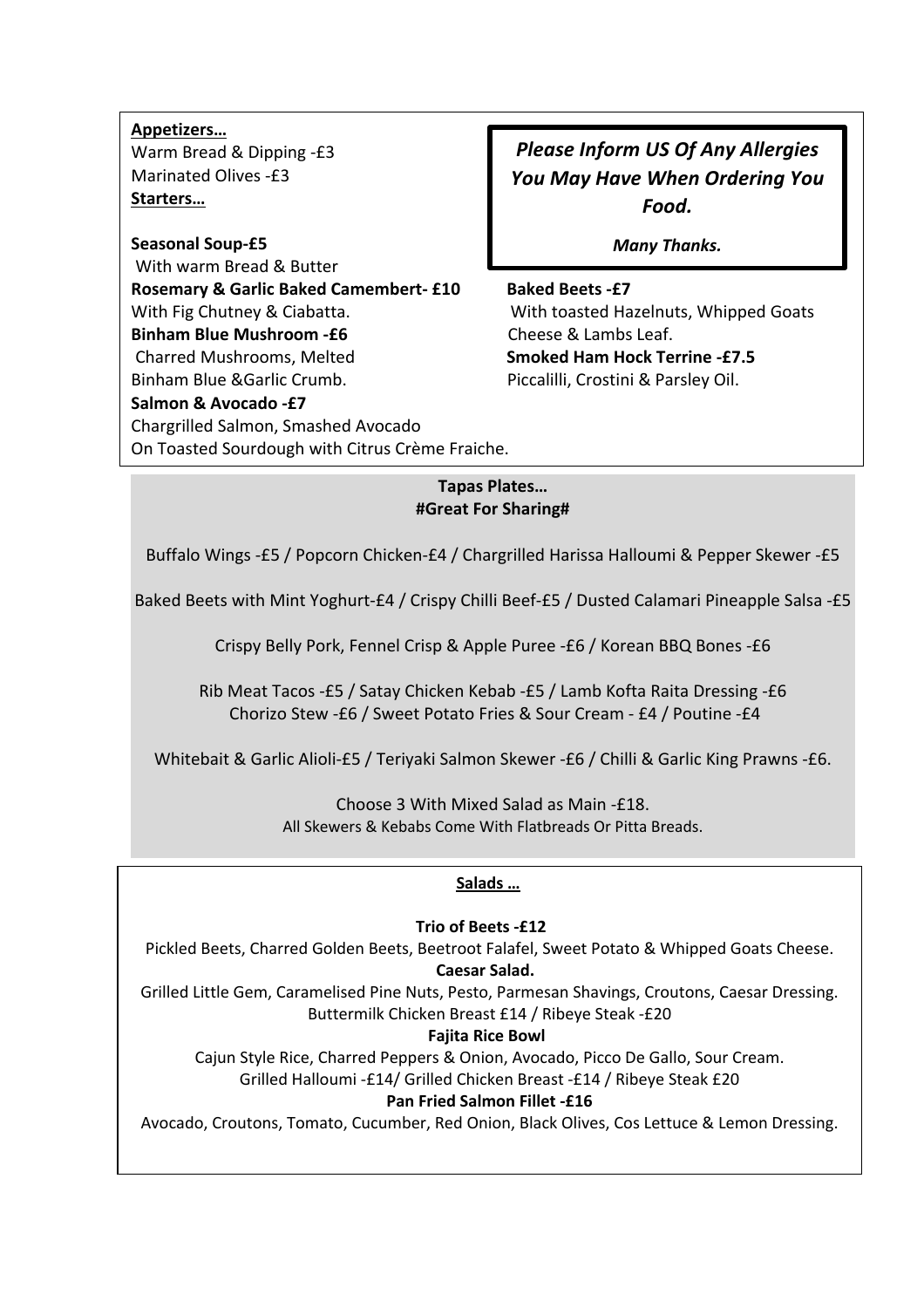**Appetizers…**

Warm Bread & Dipping -£3
Marinated Olives -£3

**Starters…**

***Please Inform US Of Any Allergies You May Have When Ordering You Food.***

***Many Thanks.***

**Seasonal Soup-£5**
With warm Bread & Butter

**Rosemary & Garlic Baked Camembert- £10**
With Fig Chutney & Ciabatta.

**Binham Blue Mushroom -£6**
Charred Mushrooms, Melted Binham Blue &Garlic Crumb.

**Salmon & Avocado -£7**
Chargrilled Salmon, Smashed Avocado On Toasted Sourdough with Citrus Crème Fraiche.

**Baked Beets -£7**
With toasted Hazelnuts, Whipped Goats Cheese & Lambs Leaf.

**Smoked Ham Hock Terrine -£7.5**
Piccalilli, Crostini & Parsley Oil.

**Tapas Plates…**
**#Great For Sharing#**

Buffalo Wings -£5 / Popcorn Chicken-£4 / Chargrilled Harissa Halloumi & Pepper Skewer -£5

Baked Beets with Mint Yoghurt-£4 / Crispy Chilli Beef-£5 / Dusted Calamari Pineapple Salsa -£5

Crispy Belly Pork, Fennel Crisp & Apple Puree -£6 / Korean BBQ Bones -£6

Rib Meat Tacos -£5 / Satay Chicken Kebab -£5 / Lamb Kofta Raita Dressing -£6
Chorizo Stew -£6 / Sweet Potato Fries & Sour Cream - £4 / Poutine -£4

Whitebait & Garlic Alioli-£5 / Teriyaki Salmon Skewer -£6 / Chilli & Garlic King Prawns -£6.

Choose 3 With Mixed Salad as Main -£18.
All Skewers & Kebabs Come With Flatbreads Or Pitta Breads.

**Salads …**

**Trio of Beets -£12**
Pickled Beets, Charred Golden Beets, Beetroot Falafel, Sweet Potato & Whipped Goats Cheese.

**Caesar Salad.**
Grilled Little Gem, Caramelised Pine Nuts, Pesto, Parmesan Shavings, Croutons, Caesar Dressing.
Buttermilk Chicken Breast £14 / Ribeye Steak -£20

**Fajita Rice Bowl**
Cajun Style Rice, Charred Peppers & Onion, Avocado, Picco De Gallo, Sour Cream.
Grilled Halloumi -£14/ Grilled Chicken Breast -£14 / Ribeye Steak £20

**Pan Fried Salmon Fillet -£16**
Avocado, Croutons, Tomato, Cucumber, Red Onion, Black Olives, Cos Lettuce & Lemon Dressing.